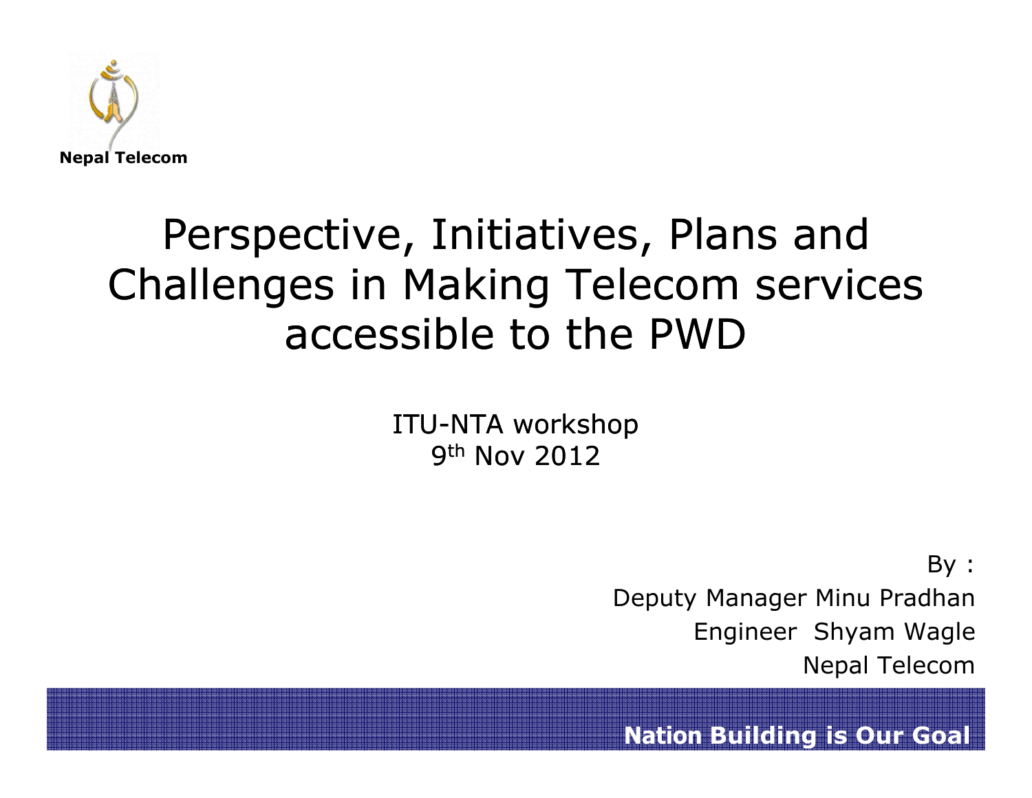Nepal Telecom

# Perspective, Initiatives, Plans and Challenges in Making Telecom services accessible to the PWD

ITU-NTA workshop
9th Nov 2012

By :
Deputy Manager Minu Pradhan
Engineer Shyam Wagle
Nepal Telecom

**Nation Building is Our Goal**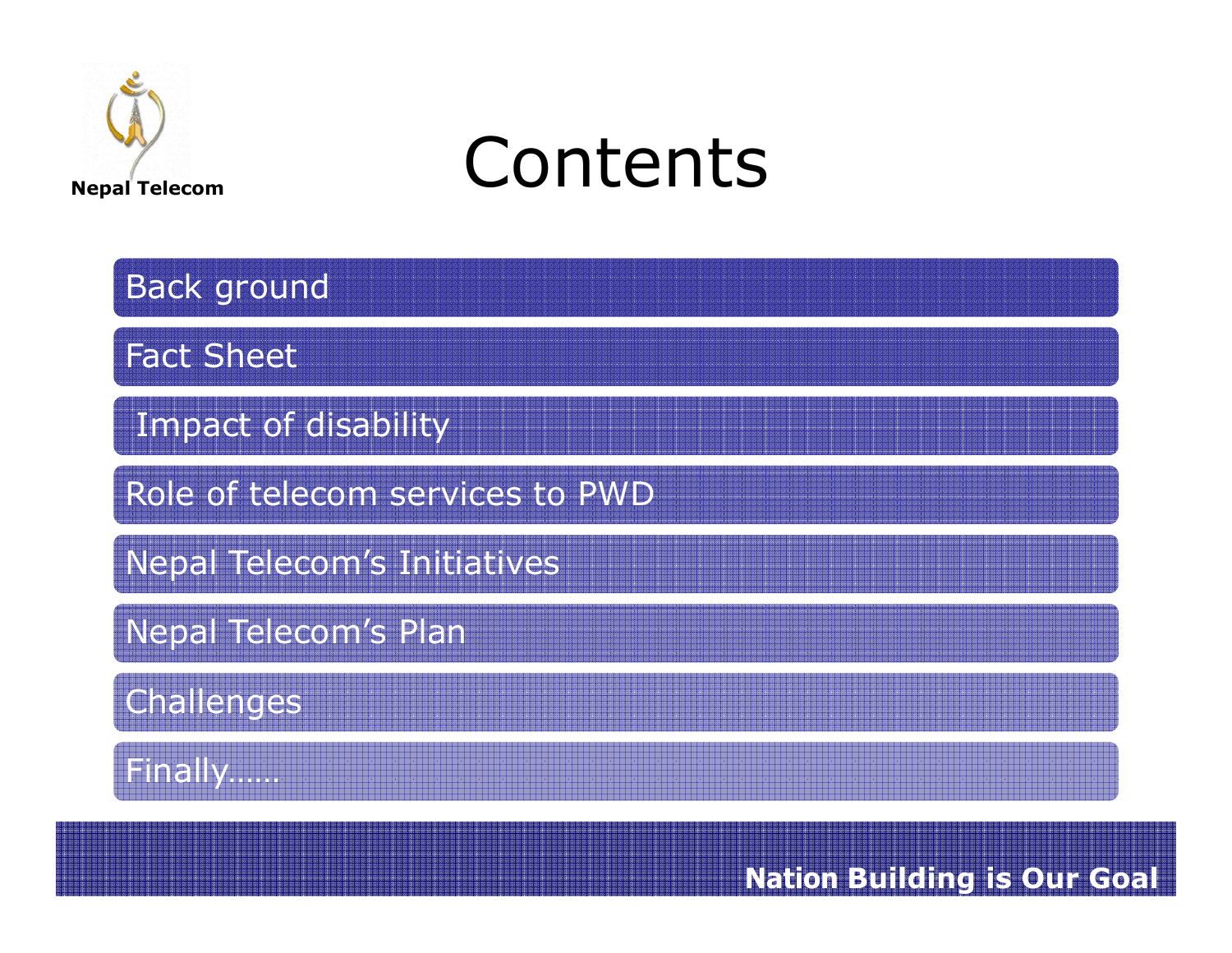# Contents

- Back ground
- Fact Sheet
- Impact of disability
- Role of telecom services to PWD
- Nepal Telecom's Initiatives
- Nepal Telecom's Plan
- Challenges
- Finally……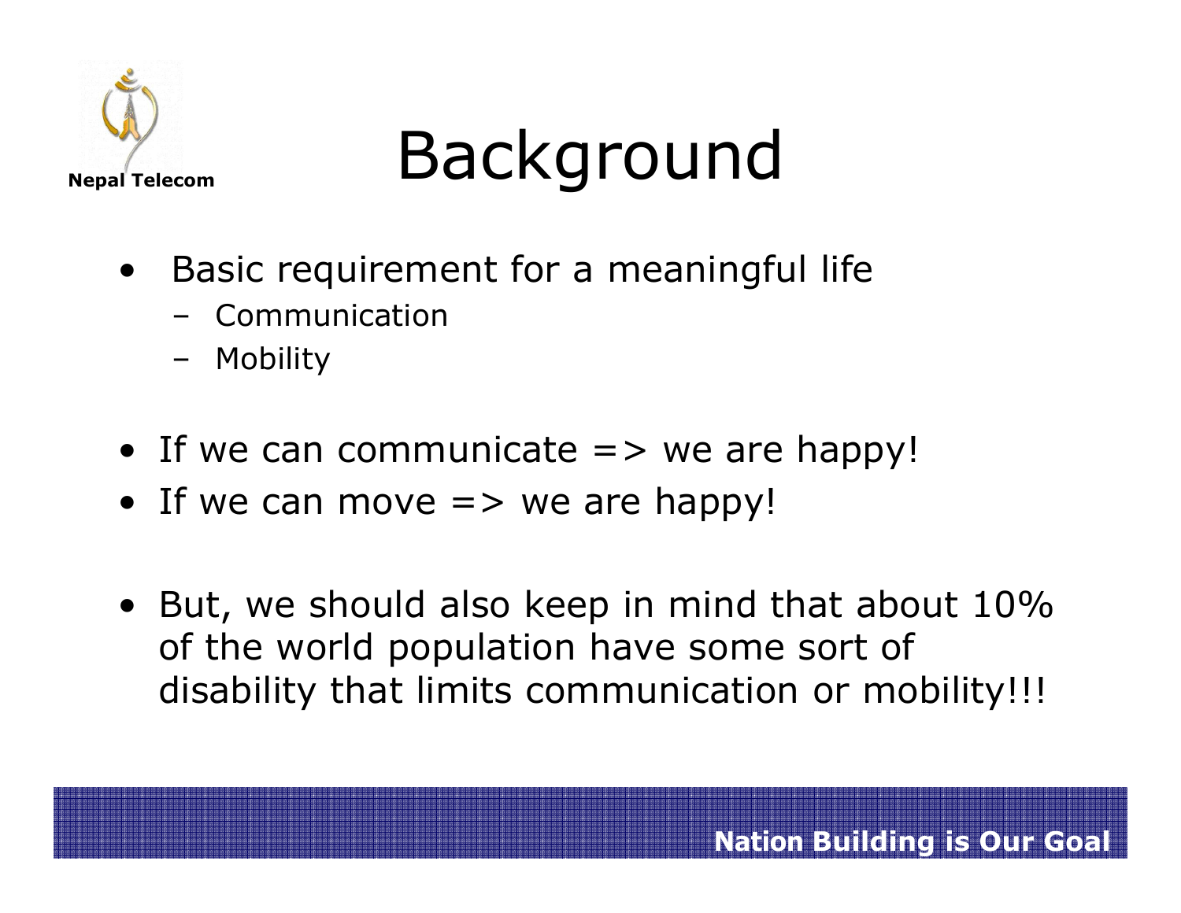# Background

- Basic requirement for a meaningful life
  - Communication
  - Mobility

- If we can communicate => we are happy!
- If we can move => we are happy!

- But, we should also keep in mind that about 10% of the world population have some sort of disability that limits communication or mobility!!!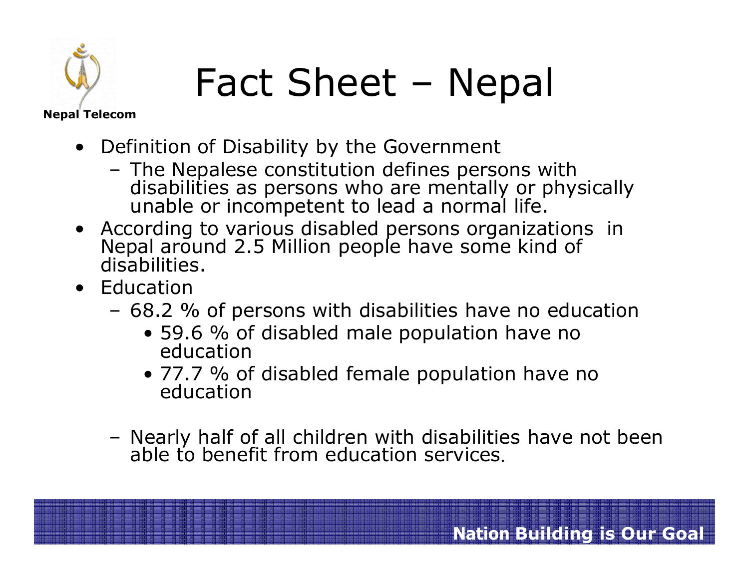# Fact Sheet – Nepal

- Definition of Disability by the Government
  - The Nepalese constitution defines persons with disabilities as persons who are mentally or physically unable or incompetent to lead a normal life.
- According to various disabled persons organizations in Nepal around 2.5 Million people have some kind of disabilities.
- Education
  - 68.2 % of persons with disabilities have no education
    - 59.6 % of disabled male population have no education
    - 77.7 % of disabled female population have no education
  - Nearly half of all children with disabilities have not been able to benefit from education services.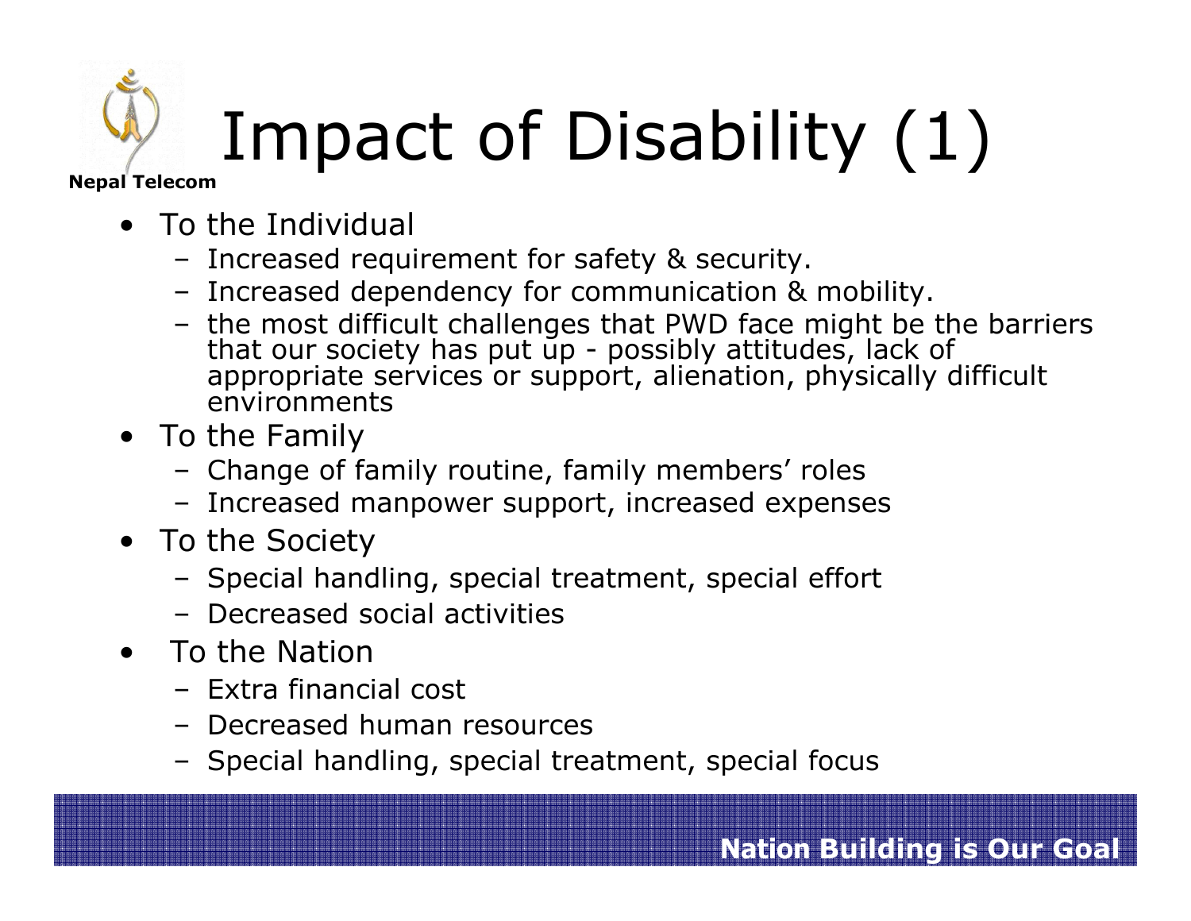# Impact of Disability (1)

- To the Individual
  - Increased requirement for safety & security.
  - Increased dependency for communication & mobility.
  - the most difficult challenges that PWD face might be the barriers that our society has put up - possibly attitudes, lack of appropriate services or support, alienation, physically difficult environments
- To the Family
  - Change of family routine, family members' roles
  - Increased manpower support, increased expenses
- To the Society
  - Special handling, special treatment, special effort
  - Decreased social activities
- To the Nation
  - Extra financial cost
  - Decreased human resources
  - Special handling, special treatment, special focus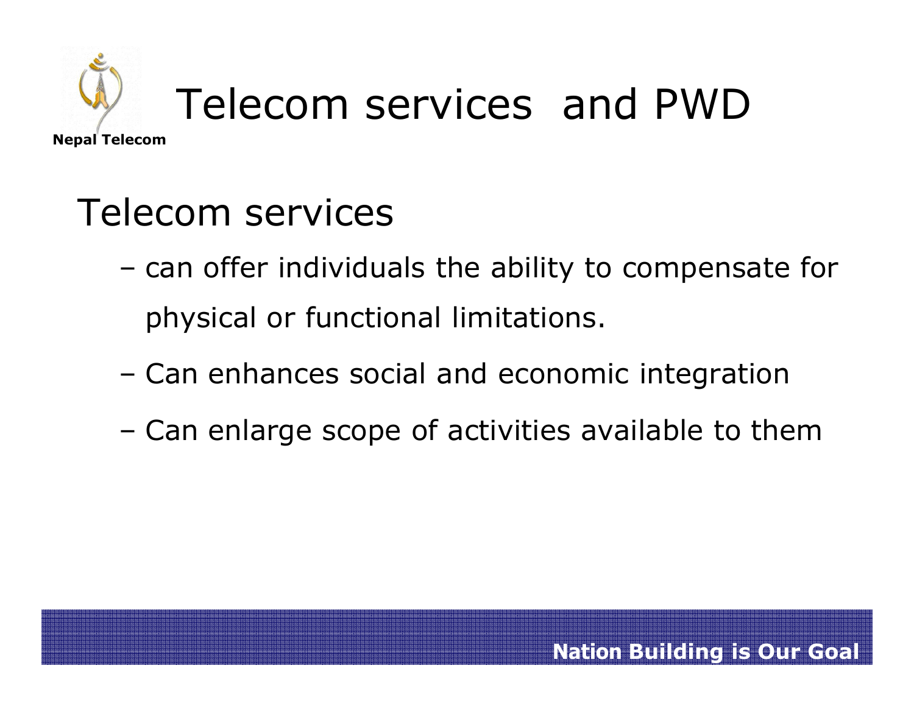# Telecom services and PWD

## Telecom services

- can offer individuals the ability to compensate for physical or functional limitations.
- Can enhances social and economic integration
- Can enlarge scope of activities available to them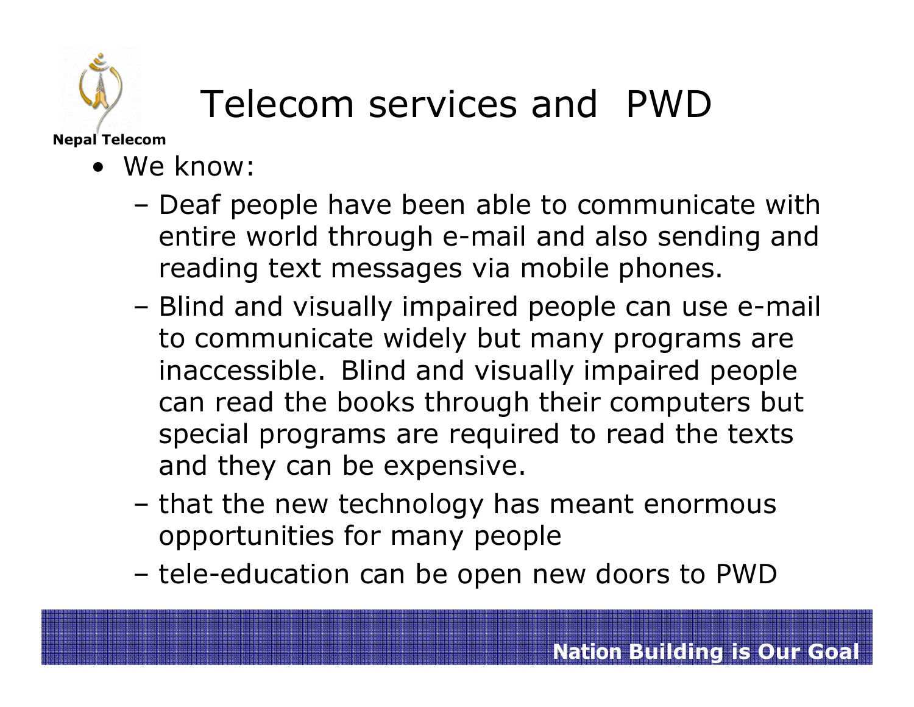# Telecom services and PWD

- We know:
  - Deaf people have been able to communicate with entire world through e-mail and also sending and reading text messages via mobile phones.
  - Blind and visually impaired people can use e-mail to communicate widely but many programs are inaccessible. Blind and visually impaired people can read the books through their computers but special programs are required to read the texts and they can be expensive.
  - that the new technology has meant enormous opportunities for many people
  - tele-education can be open new doors to PWD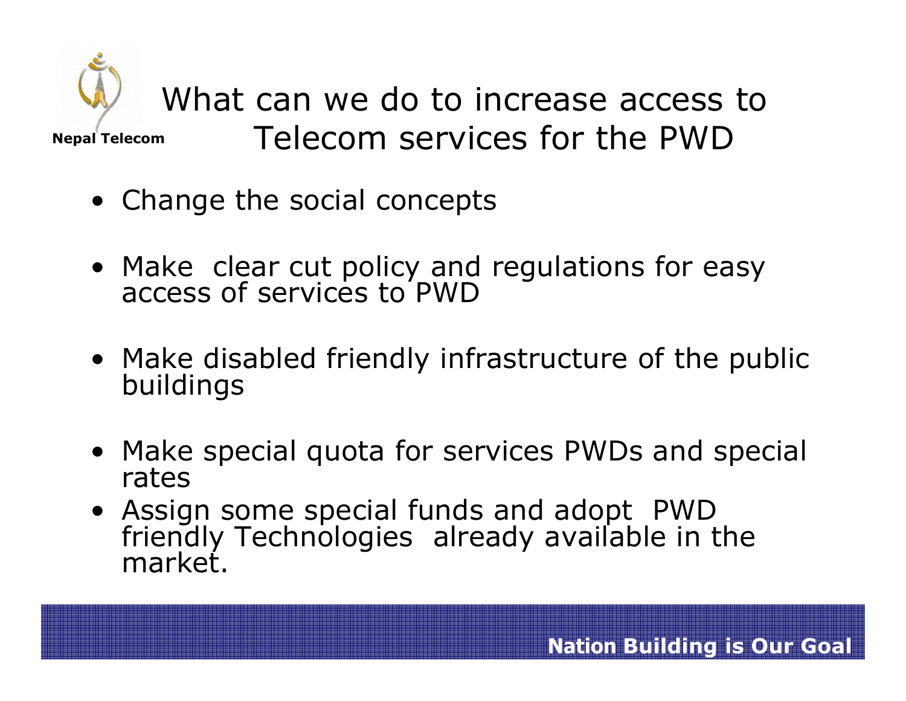# What can we do to increase access to Telecom services for the PWD

- Change the social concepts
- Make clear cut policy and regulations for easy access of services to PWD
- Make disabled friendly infrastructure of the public buildings
- Make special quota for services PWDs and special rates
- Assign some special funds and adopt PWD friendly Technologies already available in the market.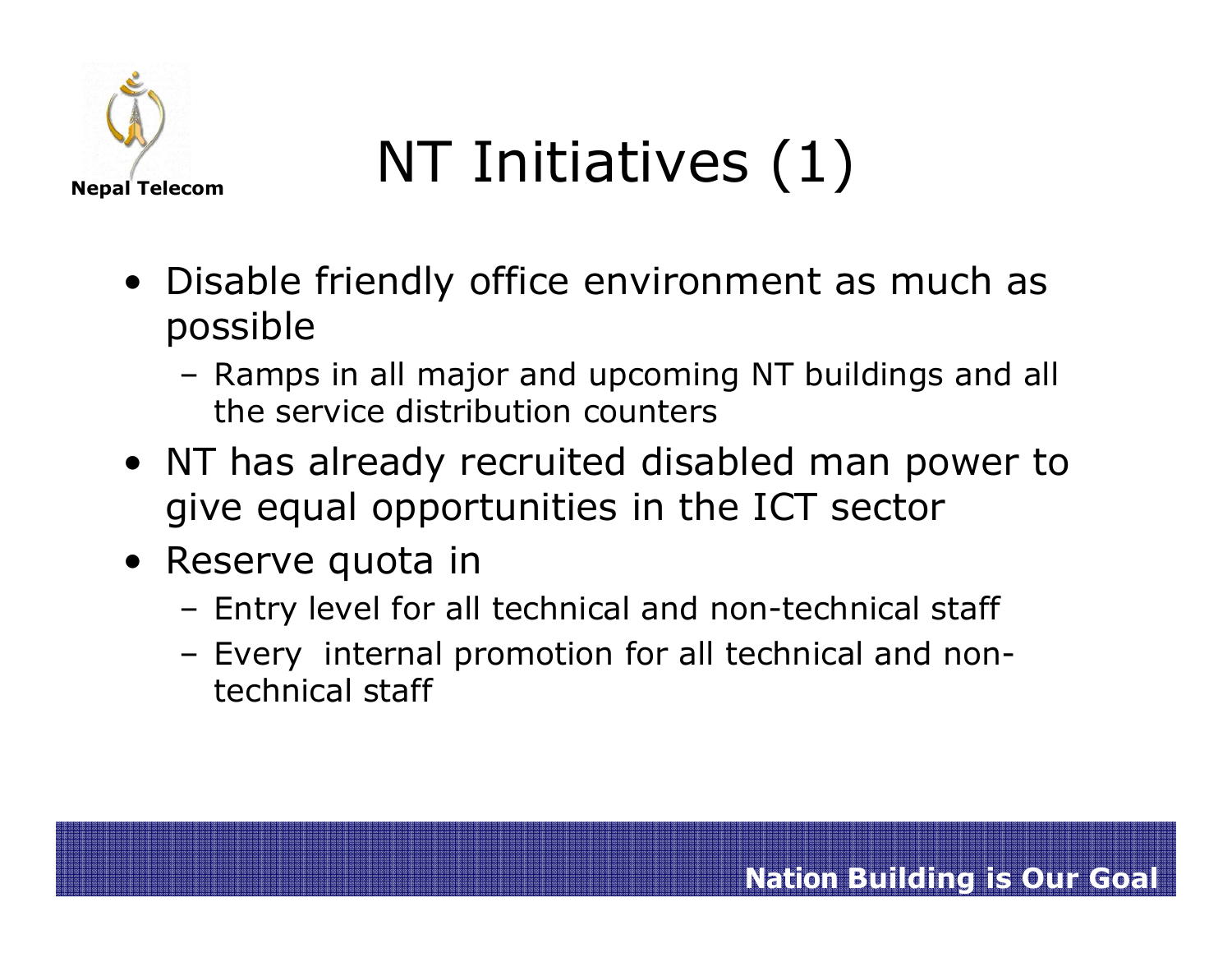# NT Initiatives (1)

- Disable friendly office environment as much as possible
  - Ramps in all major and upcoming NT buildings and all the service distribution counters
- NT has already recruited disabled man power to give equal opportunities in the ICT sector
- Reserve quota in
  - Entry level for all technical and non-technical staff
  - Every internal promotion for all technical and non-technical staff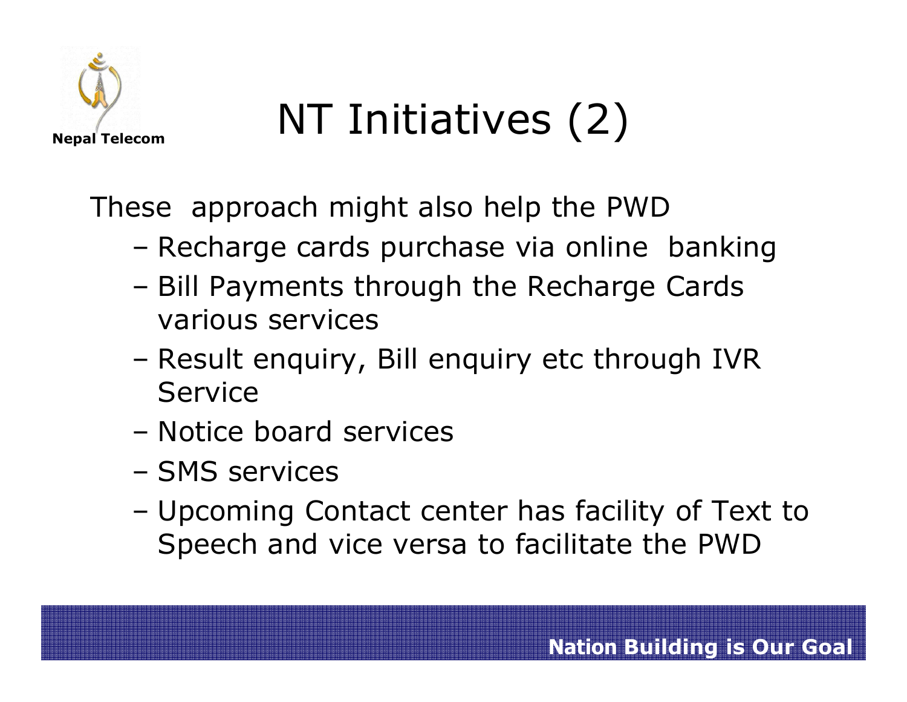# NT Initiatives (2)

These approach might also help the PWD

- Recharge cards purchase via online banking
- Bill Payments through the Recharge Cards various services
- Result enquiry, Bill enquiry etc through IVR Service
- Notice board services
- SMS services
- Upcoming Contact center has facility of Text to Speech and vice versa to facilitate the PWD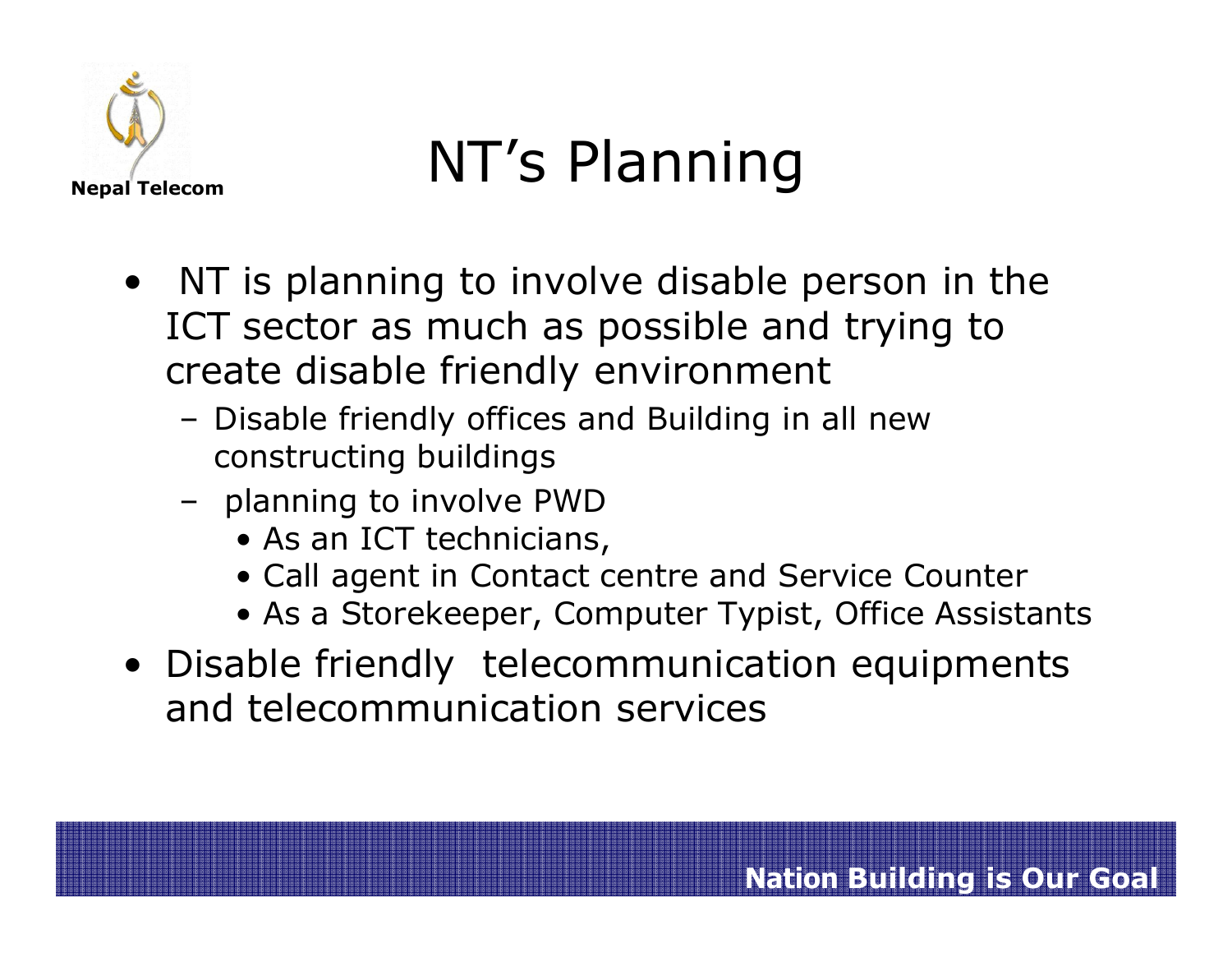# NT's Planning

- NT is planning to involve disable person in the ICT sector as much as possible and trying to create disable friendly environment
  - Disable friendly offices and Building in all new constructing buildings
  - planning to involve PWD
    - As an ICT technicians,
    - Call agent in Contact centre and Service Counter
    - As a Storekeeper, Computer Typist, Office Assistants
- Disable friendly telecommunication equipments and telecommunication services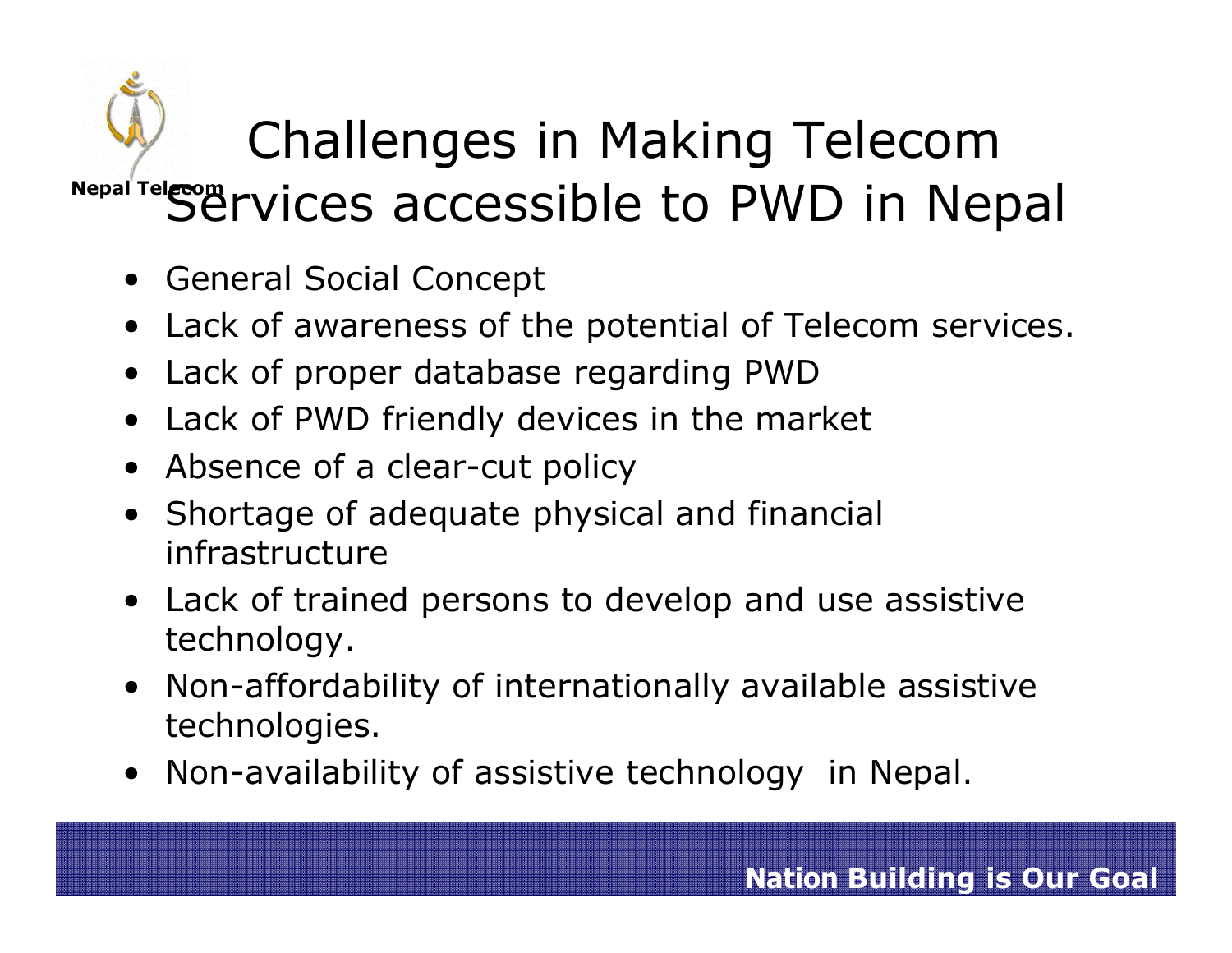# Challenges in Making Telecom Services accessible to PWD in Nepal

- General Social Concept
- Lack of awareness of the potential of Telecom services.
- Lack of proper database regarding PWD
- Lack of PWD friendly devices in the market
- Absence of a clear-cut policy
- Shortage of adequate physical and financial infrastructure
- Lack of trained persons to develop and use assistive technology.
- Non-affordability of internationally available assistive technologies.
- Non-availability of assistive technology in Nepal.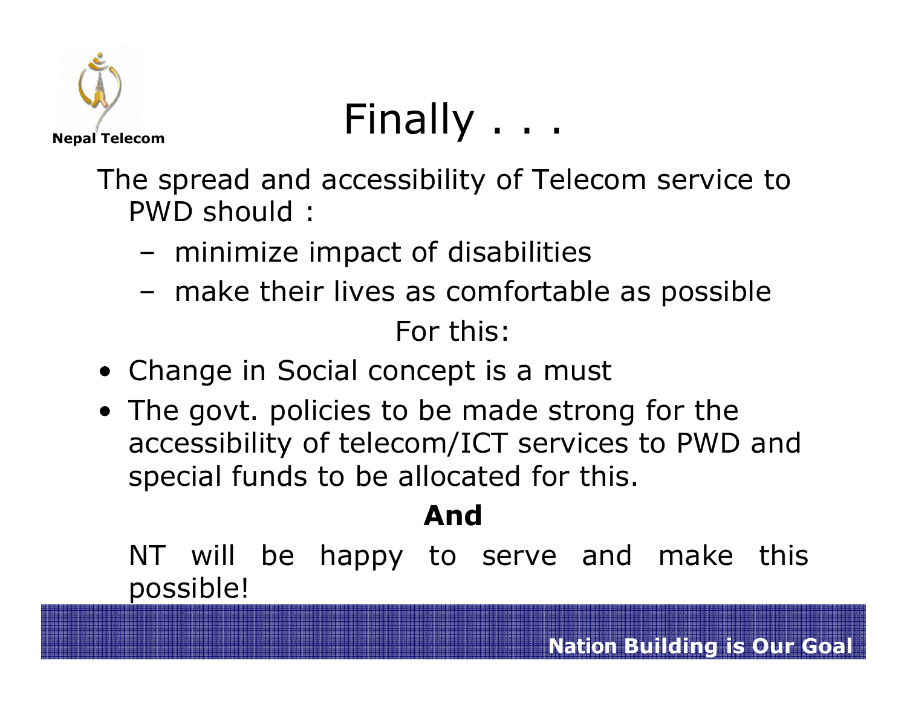# Finally . . .

The spread and accessibility of Telecom service to PWD should :

- minimize impact of disabilities
- make their lives as comfortable as possible

For this:

- Change in Social concept is a must
- The govt. policies to be made strong for the accessibility of telecom/ICT services to PWD and special funds to be allocated for this.

**And**

NT will be happy to serve and make this possible!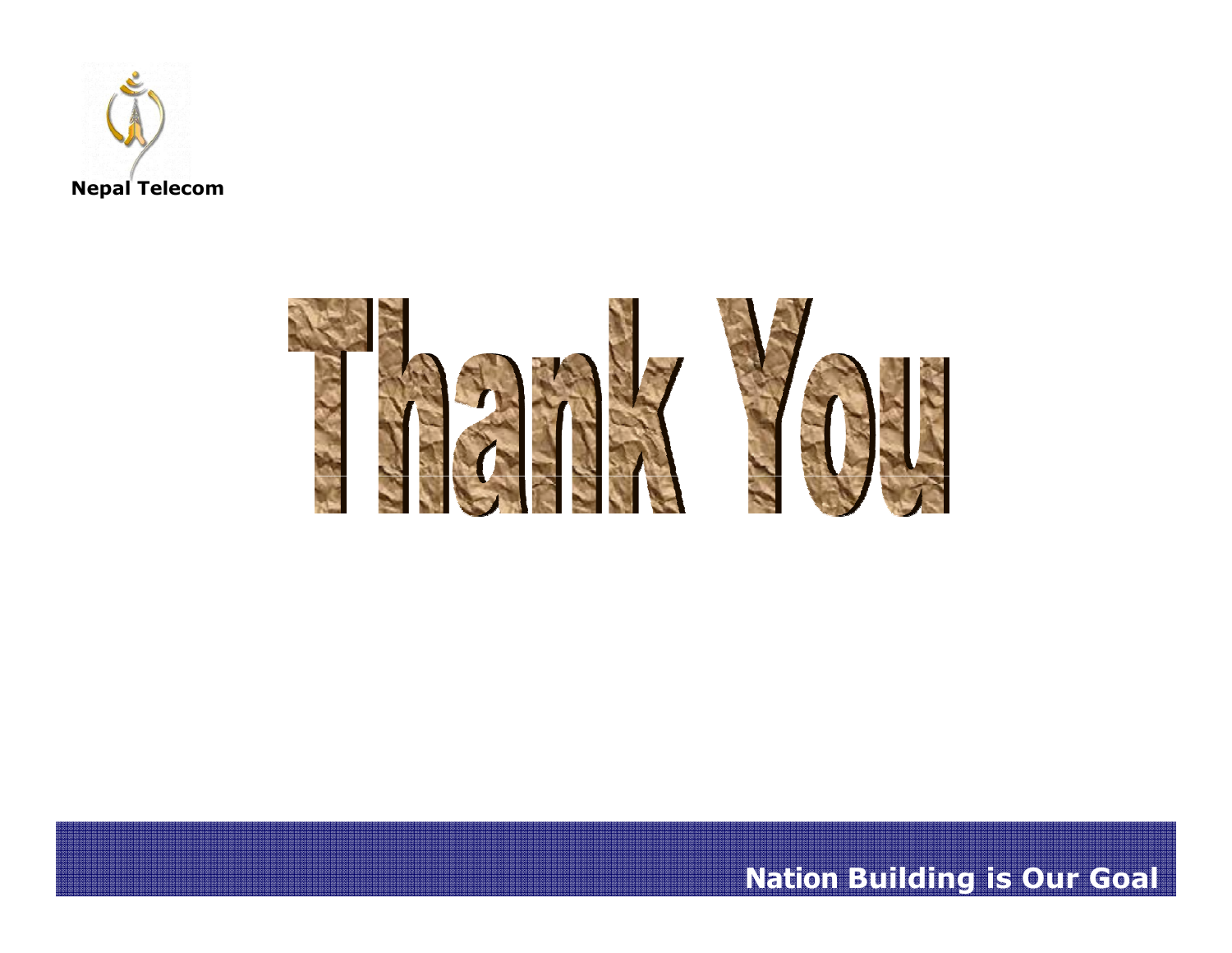Nepal Telecom

# Thank You

Nation Building is Our Goal